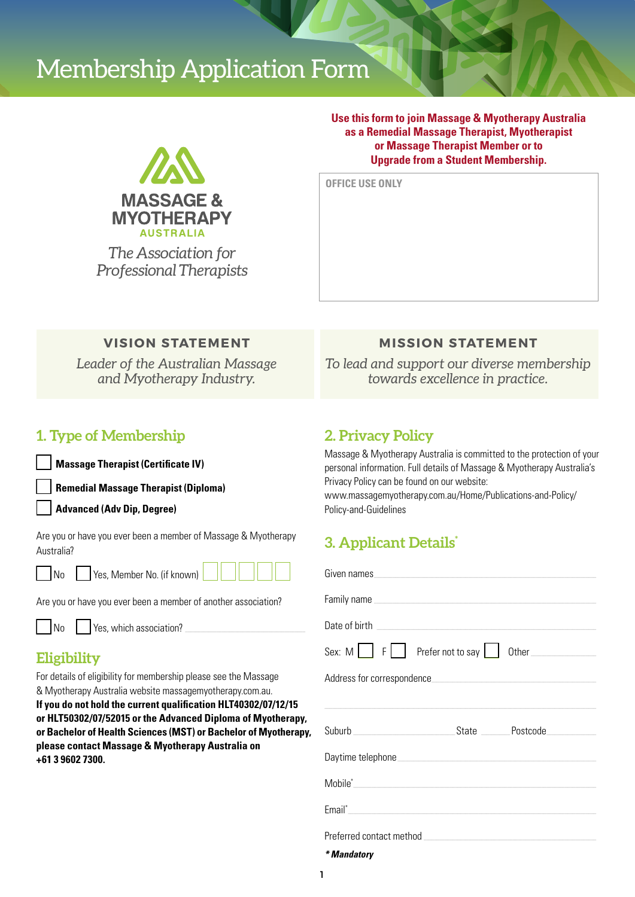# Membership Application Form

MASSAGE & MYOTHERAPY AUSTRALIA

*The Association for Professional Therapists*

**Use this form to join Massage & Myotherapy Australia as a Remedial Massage Therapist, Myotherapist or Massage Therapist Member or to Upgrade from a Student Membership.**

OFFICE USE ONLY

### VISION STATEMENT

*Leader of the Australian Massage and Myotherapy Industry.*

### MISSION STATEMENT

*To lead and support our diverse membership towards excellence in practice.*

## 1. Type of Membership

☐ **Massage Therapist (Certificate IV)**

☐ **Remedial Massage Therapist (Diploma)**

☐ **Advanced (Adv Dip, Degree)**

Are you or have you ever been a member of Massage & Myotherapy Australia?

☐ No ☐ Yes, Member No. (if known) ☐☐☐☐☐

Are you or have you ever been a member of another association?

☐ No ☐ Yes, which association? ______________________

## Eligibility

For details of eligibility for membership please see the Massage & Myotherapy Australia website massagemyotherapy.com.au.

**If you do not hold the current qualification HLT40302/07/12/15 or HLT50302/07/52015 or the Advanced Diploma of Myotherapy, or Bachelor of Health Sciences (MST) or Bachelor of Myotherapy, please contact Massage & Myotherapy Australia on +61 3 9602 7300.**

## 2. Privacy Policy

Massage & Myotherapy Australia is committed to the protection of your personal information. Full details of Massage & Myotherapy Australia's Privacy Policy can be found on our website: www.massagemyotherapy.com.au/Home/Publications-and-Policy/Policy-and-Guidelines

## 3. Applicant Details*

Given names ______________________

Family name ______________________

Date of birth ______________________

Sex: M ☐ F ☐ Prefer not to say ☐ Other ____________

Address for correspondence ______________________

______________________

Suburb ____________ State ______ Postcode ____________

Daytime telephone ______________________

Mobile* ______________________

Email* ______________________

Preferred contact method ______________________

***Mandatory**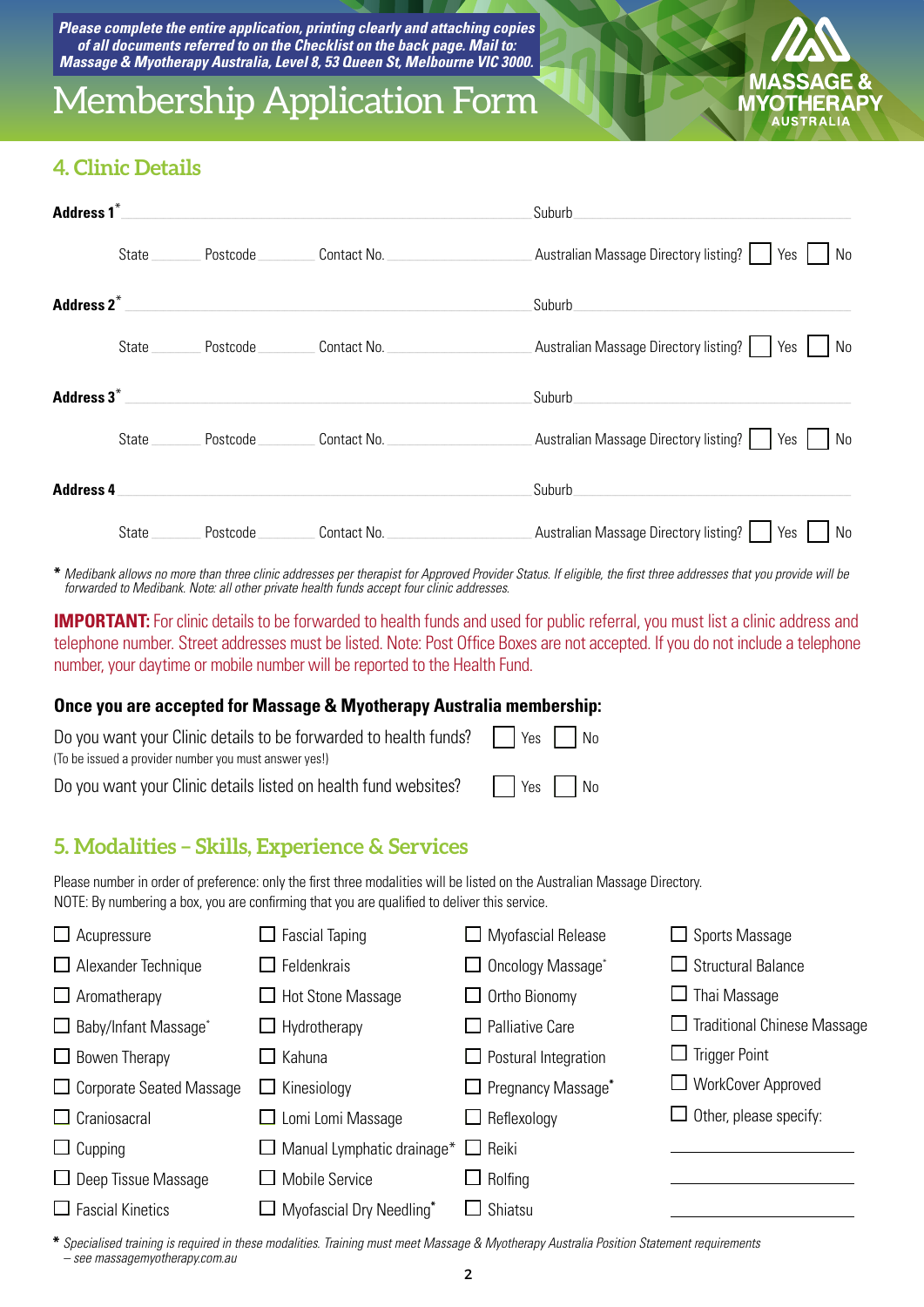***Please complete the entire application, printing clearly and attaching copies of all documents referred to on the Checklist on the back page. Mail to: Massage & Myotherapy Australia, Level 8, 53 Queen St, Melbourne VIC 3000.***

# Membership Application Form

MASSAGE & MYOTHERAPY AUSTRALIA

## 4. Clinic Details

**Address 1*** ______________________ Suburb ______________________

State ______ Postcode ______ Contact No. ______________ Australian Massage Directory listing? ☐ Yes ☐ No

**Address 2*** ______________________ Suburb ______________________

State ______ Postcode ______ Contact No. ______________ Australian Massage Directory listing? ☐ Yes ☐ No

**Address 3*** ______________________ Suburb ______________________

State ______ Postcode ______ Contact No. ______________ Australian Massage Directory listing? ☐ Yes ☐ No

**Address 4** ______________________ Suburb ______________________

State ______ Postcode ______ Contact No. ______________ Australian Massage Directory listing? ☐ Yes ☐ No

\* *Medibank allows no more than three clinic addresses per therapist for Approved Provider Status. If eligible, the first three addresses that you provide will be forwarded to Medibank. Note: all other private health funds accept four clinic addresses.*

**IMPORTANT:** For clinic details to be forwarded to health funds and used for public referral, you must list a clinic address and telephone number. Street addresses must be listed. Note: Post Office Boxes are not accepted. If you do not include a telephone number, your daytime or mobile number will be reported to the Health Fund.

### Once you are accepted for Massage & Myotherapy Australia membership:

Do you want your Clinic details to be forwarded to health funds? ☐ Yes ☐ No
(To be issued a provider number you must answer yes!)

Do you want your Clinic details listed on health fund websites? ☐ Yes ☐ No

## 5. Modalities – Skills, Experience & Services

Please number in order of preference: only the first three modalities will be listed on the Australian Massage Directory.
NOTE: By numbering a box, you are confirming that you are qualified to deliver this service.

- ☐ Acupressure
- ☐ Alexander Technique
- ☐ Aromatherapy
- ☐ Baby/Infant Massage*
- ☐ Bowen Therapy
- ☐ Corporate Seated Massage
- ☐ Craniosacral
- ☐ Cupping
- ☐ Deep Tissue Massage
- ☐ Fascial Kinetics
- ☐ Fascial Taping
- ☐ Feldenkrais
- ☐ Hot Stone Massage
- ☐ Hydrotherapy
- ☐ Kahuna
- ☐ Kinesiology
- ☐ Lomi Lomi Massage
- ☐ Manual Lymphatic drainage*
- ☐ Mobile Service
- ☐ Myofascial Dry Needling*
- ☐ Myofascial Release
- ☐ Oncology Massage*
- ☐ Ortho Bionomy
- ☐ Palliative Care
- ☐ Postural Integration
- ☐ Pregnancy Massage*
- ☐ Reflexology
- ☐ Reiki
- ☐ Rolfing
- ☐ Shiatsu
- ☐ Sports Massage
- ☐ Structural Balance
- ☐ Thai Massage
- ☐ Traditional Chinese Massage
- ☐ Trigger Point
- ☐ WorkCover Approved
- ☐ Other, please specify: ______________________

\* *Specialised training is required in these modalities. Training must meet Massage & Myotherapy Australia Position Statement requirements – see massagemyotherapy.com.au*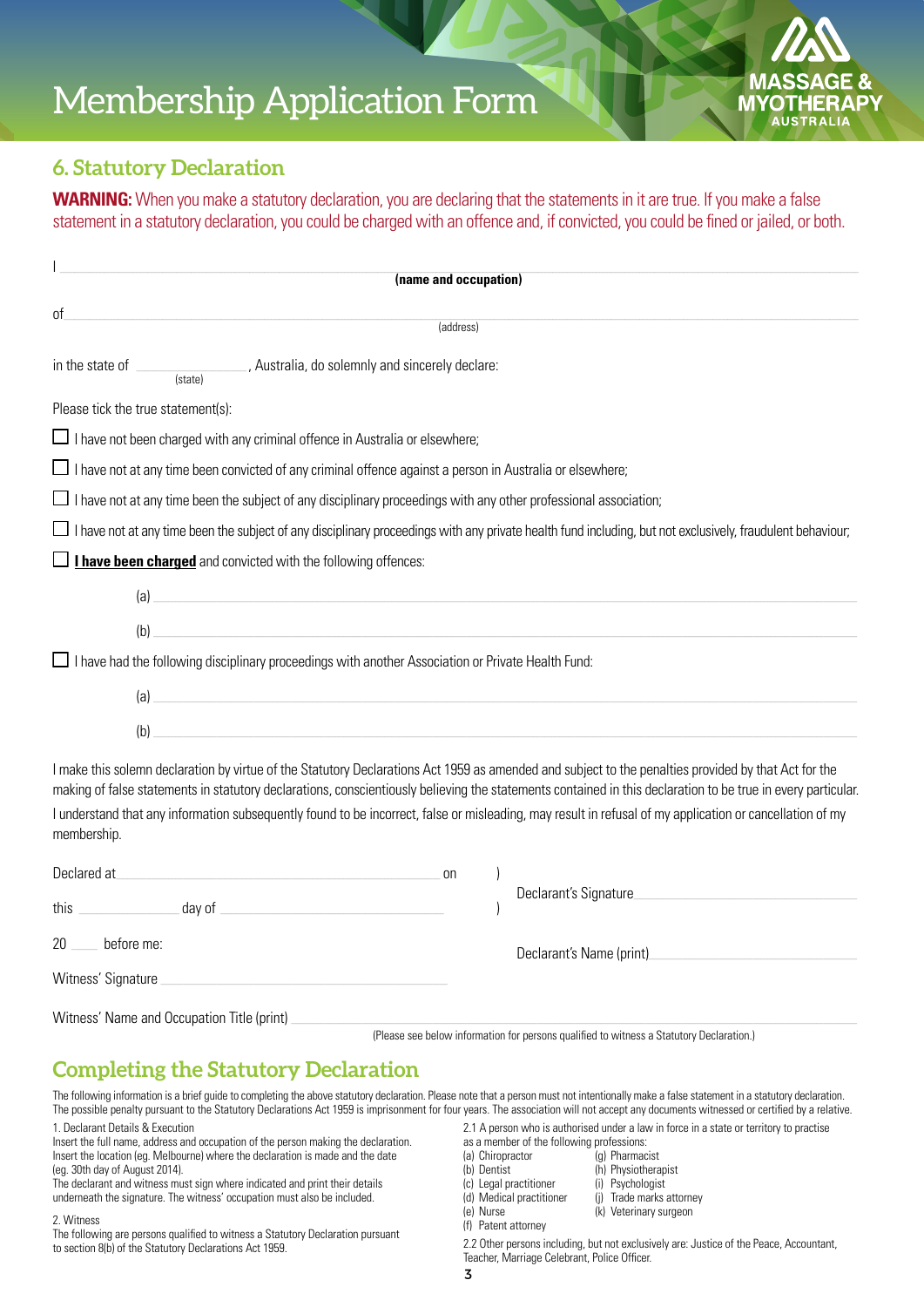# Membership Application Form

MASSAGE & MYOTHERAPY AUSTRALIA

## 6. Statutory Declaration

**WARNING:** When you make a statutory declaration, you are declaring that the statements in it are true. If you make a false statement in a statutory declaration, you could be charged with an offence and, if convicted, you could be fined or jailed, or both.

I ______________________________________________
**(name and occupation)**

of ______________________________________________
(address)

in the state of ______________ (state), Australia, do solemnly and sincerely declare:

Please tick the true statement(s):

- ☐ I have not been charged with any criminal offence in Australia or elsewhere;
- ☐ I have not at any time been convicted of any criminal offence against a person in Australia or elsewhere;
- ☐ I have not at any time been the subject of any disciplinary proceedings with any other professional association;
- ☐ I have not at any time been the subject of any disciplinary proceedings with any private health fund including, but not exclusively, fraudulent behaviour;
- ☐ **I have been charged** and convicted with the following offences:

  (a) ______________________________________________

  (b) ______________________________________________

- ☐ I have had the following disciplinary proceedings with another Association or Private Health Fund:

  (a) ______________________________________________

  (b) ______________________________________________

I make this solemn declaration by virtue of the Statutory Declarations Act 1959 as amended and subject to the penalties provided by that Act for the making of false statements in statutory declarations, conscientiously believing the statements contained in this declaration to be true in every particular.

I understand that any information subsequently found to be incorrect, false or misleading, may result in refusal of my application or cancellation of my membership.

Declared at ______________________________ on )

this ____________ day of ______________________ )

20 ____ before me:

Declarant's Signature ______________________________

Declarant's Name (print) ______________________________

Witness' Signature ______________________________

Witness' Name and Occupation Title (print) ______________________________

(Please see below information for persons qualified to witness a Statutory Declaration.)

## Completing the Statutory Declaration

The following information is a brief guide to completing the above statutory declaration. Please note that a person must not intentionally make a false statement in a statutory declaration. The possible penalty pursuant to the Statutory Declarations Act 1959 is imprisonment for four years. The association will not accept any documents witnessed or certified by a relative.

1. Declarant Details & Execution

Insert the full name, address and occupation of the person making the declaration. Insert the location (eg. Melbourne) where the declaration is made and the date (eg. 30th day of August 2014).

The declarant and witness must sign where indicated and print their details underneath the signature. The witness' occupation must also be included.

2. Witness

The following are persons qualified to witness a Statutory Declaration pursuant to section 8(b) of the Statutory Declarations Act 1959.

2.1 A person who is authorised under a law in force in a state or territory to practise as a member of the following professions:

(a) Chiropractor
(b) Dentist
(c) Legal practitioner
(d) Medical practitioner
(e) Nurse
(f) Patent attorney
(g) Pharmacist
(h) Physiotherapist
(i) Psychologist
(j) Trade marks attorney
(k) Veterinary surgeon

2.2 Other persons including, but not exclusively are: Justice of the Peace, Accountant, Teacher, Marriage Celebrant, Police Officer.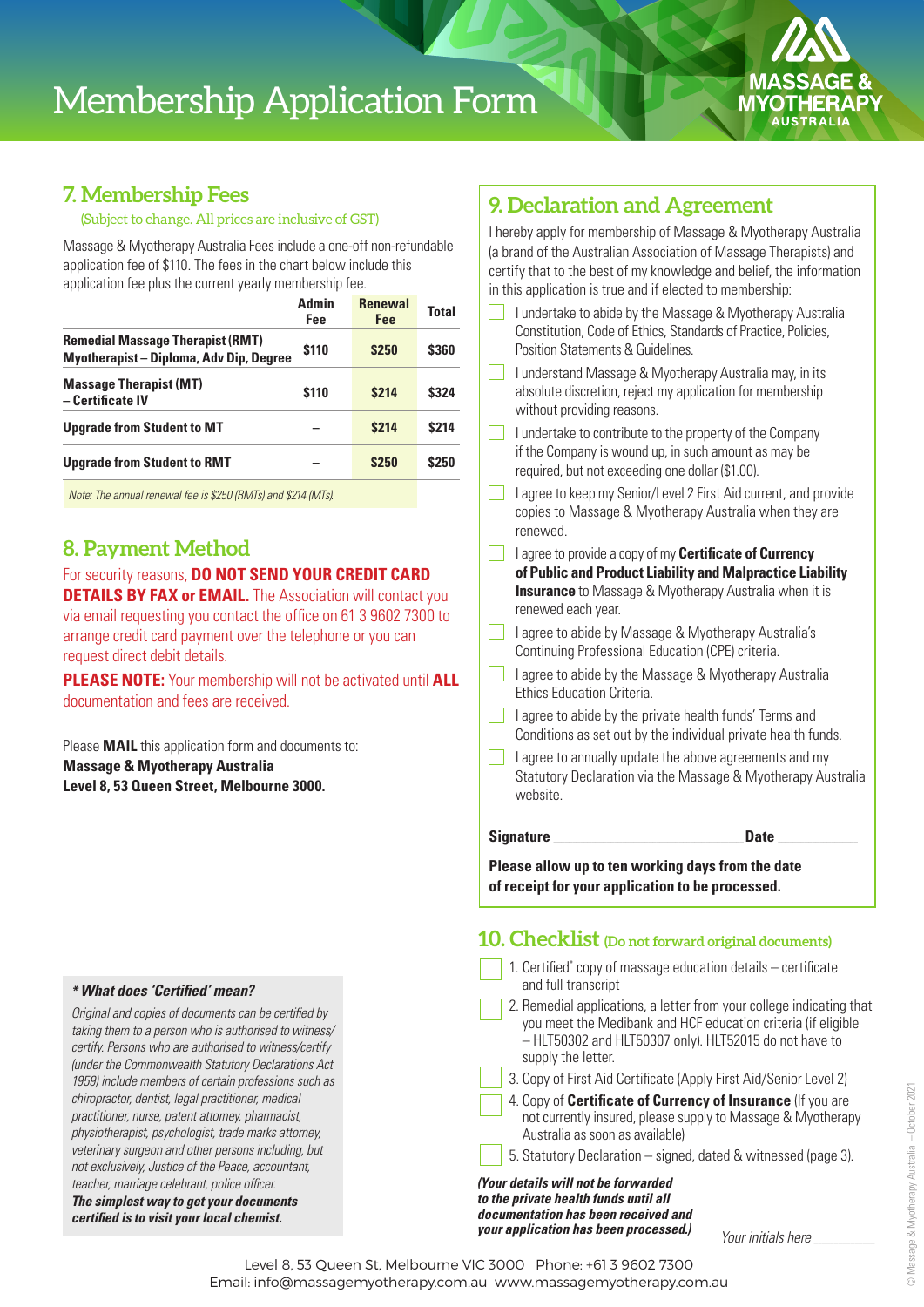# Membership Application Form

MASSAGE & MYOTHERAPY AUSTRALIA

## 7. Membership Fees

(Subject to change. All prices are inclusive of GST)

Massage & Myotherapy Australia Fees include a one-off non-refundable application fee of $110. The fees in the chart below include this application fee plus the current yearly membership fee.

| | Admin Fee | Renewal Fee | Total |
|---|---|---|---|
| **Remedial Massage Therapist (RMT) Myotherapist – Diploma, Adv Dip, Degree** | $110 | $250 | $360 |
| **Massage Therapist (MT) – Certificate IV** | $110 | $214 | $324 |
| **Upgrade from Student to MT** | – | $214 | $214 |
| **Upgrade from Student to RMT** | – | $250 | $250 |

*Note: The annual renewal fee is $250 (RMTs) and $214 (MTs).*

## 8. Payment Method

For security reasons, **DO NOT SEND YOUR CREDIT CARD DETAILS BY FAX or EMAIL.** The Association will contact you via email requesting you contact the office on 61 3 9602 7300 to arrange credit card payment over the telephone or you can request direct debit details.

**PLEASE NOTE:** Your membership will not be activated until **ALL** documentation and fees are received.

Please **MAIL** this application form and documents to:
**Massage & Myotherapy Australia**
**Level 8, 53 Queen Street, Melbourne 3000.**

***\* What does 'Certified' mean?***

*Original and copies of documents can be certified by taking them to a person who is authorised to witness/certify. Persons who are authorised to witness/certify (under the Commonwealth Statutory Declarations Act 1959) include members of certain professions such as chiropractor, dentist, legal practitioner, medical practitioner, nurse, patent attorney, pharmacist, physiotherapist, psychologist, trade marks attorney, veterinary surgeon and other persons including, but not exclusively, Justice of the Peace, accountant, teacher, marriage celebrant, police officer.*
***The simplest way to get your documents certified is to visit your local chemist.***

## 9. Declaration and Agreement

I hereby apply for membership of Massage & Myotherapy Australia (a brand of the Australian Association of Massage Therapists) and certify that to the best of my knowledge and belief, the information in this application is true and if elected to membership:

- ☐ I undertake to abide by the Massage & Myotherapy Australia Constitution, Code of Ethics, Standards of Practice, Policies, Position Statements & Guidelines.
- ☐ I understand Massage & Myotherapy Australia may, in its absolute discretion, reject my application for membership without providing reasons.
- ☐ I undertake to contribute to the property of the Company if the Company is wound up, in such amount as may be required, but not exceeding one dollar ($1.00).
- ☐ I agree to keep my Senior/Level 2 First Aid current, and provide copies to Massage & Myotherapy Australia when they are renewed.
- ☐ I agree to provide a copy of my **Certificate of Currency of Public and Product Liability and Malpractice Liability Insurance** to Massage & Myotherapy Australia when it is renewed each year.
- ☐ I agree to abide by Massage & Myotherapy Australia's Continuing Professional Education (CPE) criteria.
- ☐ I agree to abide by the Massage & Myotherapy Australia Ethics Education Criteria.
- ☐ I agree to abide by the private health funds' Terms and Conditions as set out by the individual private health funds.
- ☐ I agree to annually update the above agreements and my Statutory Declaration via the Massage & Myotherapy Australia website.

**Signature** ______________________________ **Date** ____________

**Please allow up to ten working days from the date of receipt for your application to be processed.**

## 10. Checklist (Do not forward original documents)

- ☐ 1. Certified* copy of massage education details – certificate and full transcript
- ☐ 2. Remedial applications, a letter from your college indicating that you meet the Medibank and HCF education criteria (if eligible – HLT50302 and HLT50307 only). HLT52015 do not have to supply the letter.
- ☐ 3. Copy of First Aid Certificate (Apply First Aid/Senior Level 2)
- ☐ 4. Copy of **Certificate of Currency of Insurance** (If you are not currently insured, please supply to Massage & Myotherapy Australia as soon as available)
- ☐ 5. Statutory Declaration – signed, dated & witnessed (page 3).

***(Your details will not be forwarded to the private health funds until all documentation has been received and your application has been processed.)***

*Your initials here* __________

Level 8, 53 Queen St, Melbourne VIC 3000 Phone: +61 3 9602 7300
Email: info@massagemyotherapy.com.au www.massagemyotherapy.com.au

© Massage & Myotherapy Australia – October 2021